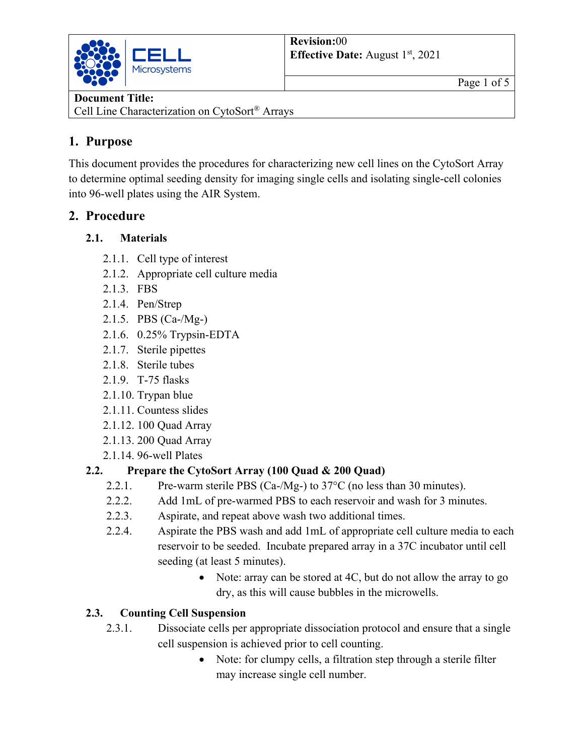| CELL Microsystems | **Revision:**00<br>**Effective Date:** August 1st, 2021 |
|---|---|
| **Document Title:**<br>Cell Line Characterization on CytoSort® Arrays | |

# 1. Purpose

This document provides the procedures for characterizing new cell lines on the CytoSort Array to determine optimal seeding density for imaging single cells and isolating single-cell colonies into 96-well plates using the AIR System.

# 2. Procedure

## 2.1. Materials

- 2.1.1. Cell type of interest
- 2.1.2. Appropriate cell culture media
- 2.1.3. FBS
- 2.1.4. Pen/Strep
- 2.1.5. PBS (Ca-/Mg-)
- 2.1.6. 0.25% Trypsin-EDTA
- 2.1.7. Sterile pipettes
- 2.1.8. Sterile tubes
- 2.1.9. T-75 flasks
- 2.1.10. Trypan blue
- 2.1.11. Countess slides
- 2.1.12. 100 Quad Array
- 2.1.13. 200 Quad Array
- 2.1.14. 96-well Plates

## 2.2. Prepare the CytoSort Array (100 Quad & 200 Quad)

- 2.2.1. Pre-warm sterile PBS (Ca-/Mg-) to 37°C (no less than 30 minutes).
- 2.2.2. Add 1mL of pre-warmed PBS to each reservoir and wash for 3 minutes.
- 2.2.3. Aspirate, and repeat above wash two additional times.
- 2.2.4. Aspirate the PBS wash and add 1mL of appropriate cell culture media to each reservoir to be seeded. Incubate prepared array in a 37C incubator until cell seeding (at least 5 minutes).
  - Note: array can be stored at 4C, but do not allow the array to go dry, as this will cause bubbles in the microwells.

## 2.3. Counting Cell Suspension

- 2.3.1. Dissociate cells per appropriate dissociation protocol and ensure that a single cell suspension is achieved prior to cell counting.
  - Note: for clumpy cells, a filtration step through a sterile filter may increase single cell number.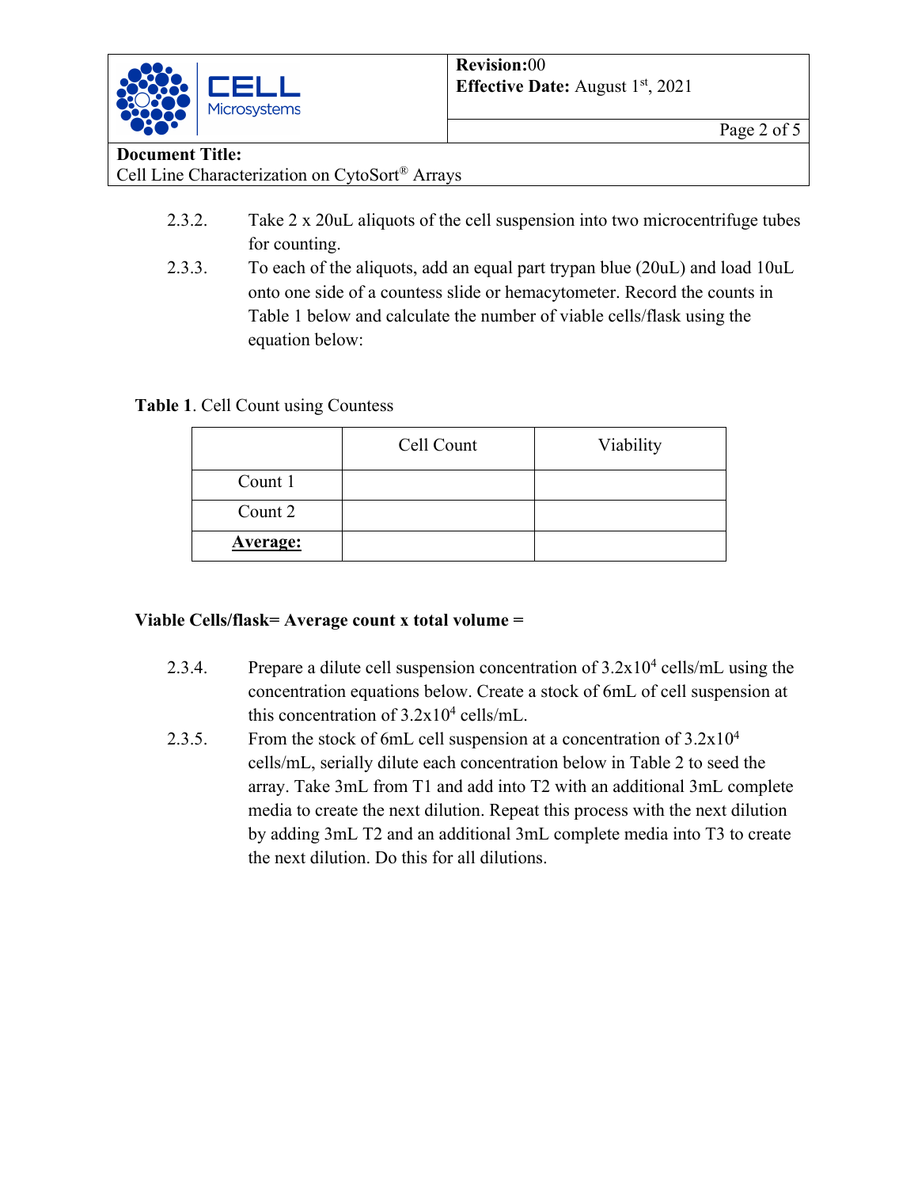2.3.2. Take 2 x 20uL aliquots of the cell suspension into two microcentrifuge tubes for counting.

2.3.3. To each of the aliquots, add an equal part trypan blue (20uL) and load 10uL onto one side of a countess slide or hemacytometer. Record the counts in Table 1 below and calculate the number of viable cells/flask using the equation below:

**Table 1**. Cell Count using Countess

| | Cell Count | Viability |
|---|---|---|
| Count 1 | | |
| Count 2 | | |
| **Average:** | | |

**Viable Cells/flask= Average count x total volume =**

2.3.4. Prepare a dilute cell suspension concentration of $3.2 \times 10^4$ cells/mL using the concentration equations below. Create a stock of 6mL of cell suspension at this concentration of $3.2 \times 10^4$ cells/mL.

2.3.5. From the stock of 6mL cell suspension at a concentration of $3.2 \times 10^4$ cells/mL, serially dilute each concentration below in Table 2 to seed the array. Take 3mL from T1 and add into T2 with an additional 3mL complete media to create the next dilution. Repeat this process with the next dilution by adding 3mL T2 and an additional 3mL complete media into T3 to create the next dilution. Do this for all dilutions.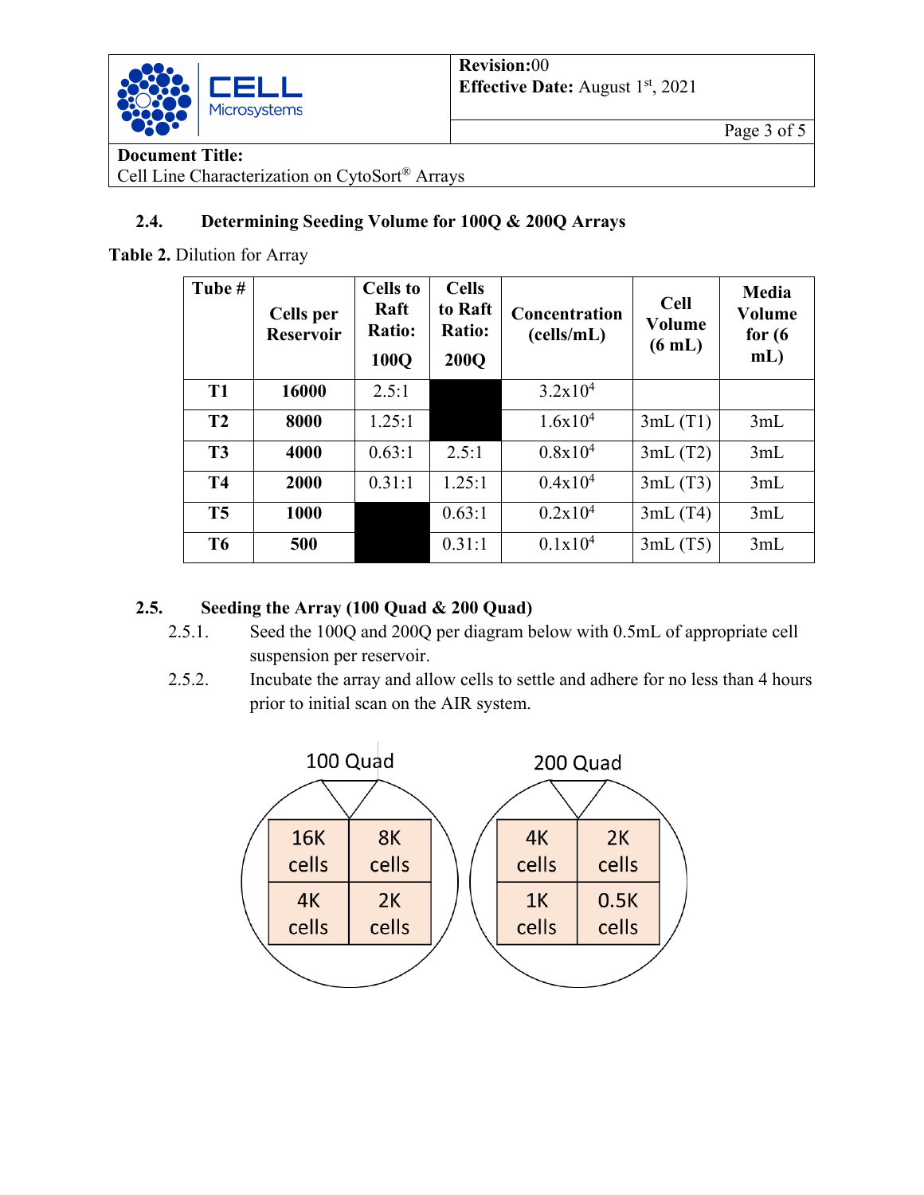**Document Title:**
Cell Line Characterization on CytoSort® Arrays

### 2.4. Determining Seeding Volume for 100Q & 200Q Arrays

**Table 2.** Dilution for Array

| Tube # | Cells per Reservoir | Cells to Raft Ratio: 100Q | Cells to Raft Ratio: 200Q | Concentration (cells/mL) | Cell Volume (6 mL) | Media Volume for (6 mL) |
|---|---|---|---|---|---|---|
| **T1** | **16000** | 2.5:1 | | $3.2 \times 10^4$ | | |
| **T2** | **8000** | 1.25:1 | | $1.6 \times 10^4$ | 3mL (T1) | 3mL |
| **T3** | **4000** | 0.63:1 | 2.5:1 | $0.8 \times 10^4$ | 3mL (T2) | 3mL |
| **T4** | **2000** | 0.31:1 | 1.25:1 | $0.4 \times 10^4$ | 3mL (T3) | 3mL |
| **T5** | **1000** | | 0.63:1 | $0.2 \times 10^4$ | 3mL (T4) | 3mL |
| **T6** | **500** | | 0.31:1 | $0.1 \times 10^4$ | 3mL (T5) | 3mL |

### 2.5. Seeding the Array (100 Quad & 200 Quad)

2.5.1. Seed the 100Q and 200Q per diagram below with 0.5mL of appropriate cell suspension per reservoir.

2.5.2. Incubate the array and allow cells to settle and adhere for no less than 4 hours prior to initial scan on the AIR system.

**100 Quad**

| | |
|---|---|
| 16K cells | 8K cells |
| 4K cells | 2K cells |

**200 Quad**

| | |
|---|---|
| 4K cells | 2K cells |
| 1K cells | 0.5K cells |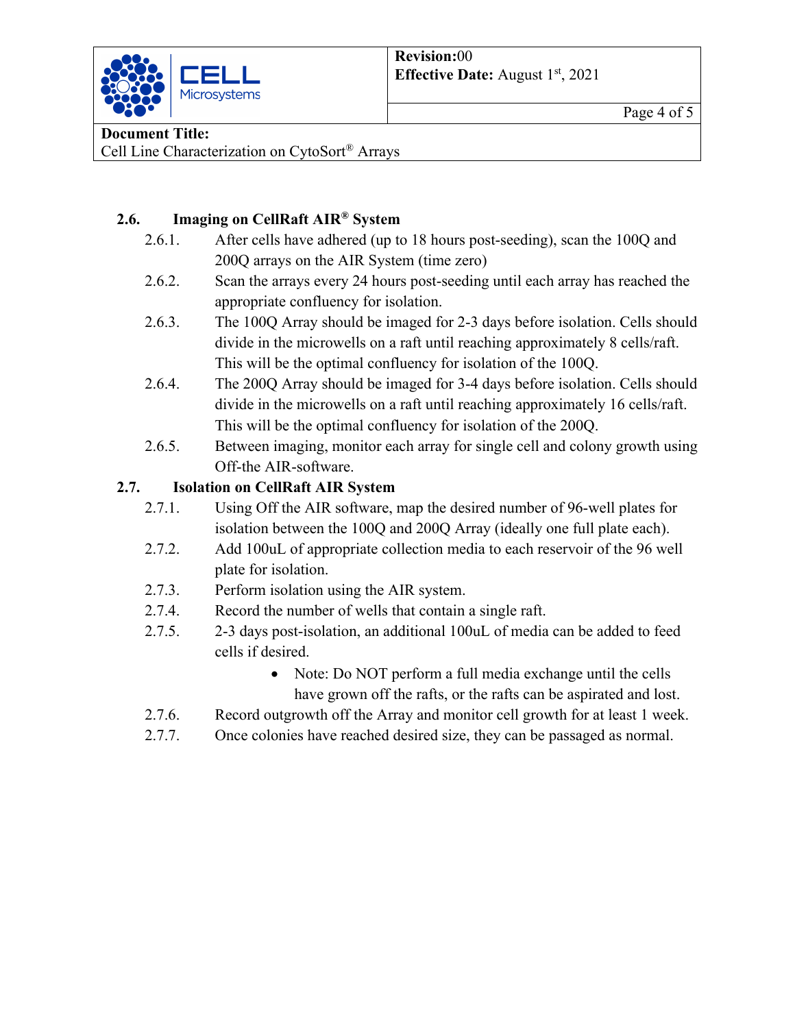### 2.6. Imaging on CellRaft AIR® System

2.6.1. After cells have adhered (up to 18 hours post-seeding), scan the 100Q and 200Q arrays on the AIR System (time zero)

2.6.2. Scan the arrays every 24 hours post-seeding until each array has reached the appropriate confluency for isolation.

2.6.3. The 100Q Array should be imaged for 2-3 days before isolation. Cells should divide in the microwells on a raft until reaching approximately 8 cells/raft. This will be the optimal confluency for isolation of the 100Q.

2.6.4. The 200Q Array should be imaged for 3-4 days before isolation. Cells should divide in the microwells on a raft until reaching approximately 16 cells/raft. This will be the optimal confluency for isolation of the 200Q.

2.6.5. Between imaging, monitor each array for single cell and colony growth using Off-the AIR-software.

### 2.7. Isolation on CellRaft AIR System

2.7.1. Using Off the AIR software, map the desired number of 96-well plates for isolation between the 100Q and 200Q Array (ideally one full plate each).

2.7.2. Add 100uL of appropriate collection media to each reservoir of the 96 well plate for isolation.

2.7.3. Perform isolation using the AIR system.

2.7.4. Record the number of wells that contain a single raft.

2.7.5. 2-3 days post-isolation, an additional 100uL of media can be added to feed cells if desired.

- Note: Do NOT perform a full media exchange until the cells have grown off the rafts, or the rafts can be aspirated and lost.

2.7.6. Record outgrowth off the Array and monitor cell growth for at least 1 week.

2.7.7. Once colonies have reached desired size, they can be passaged as normal.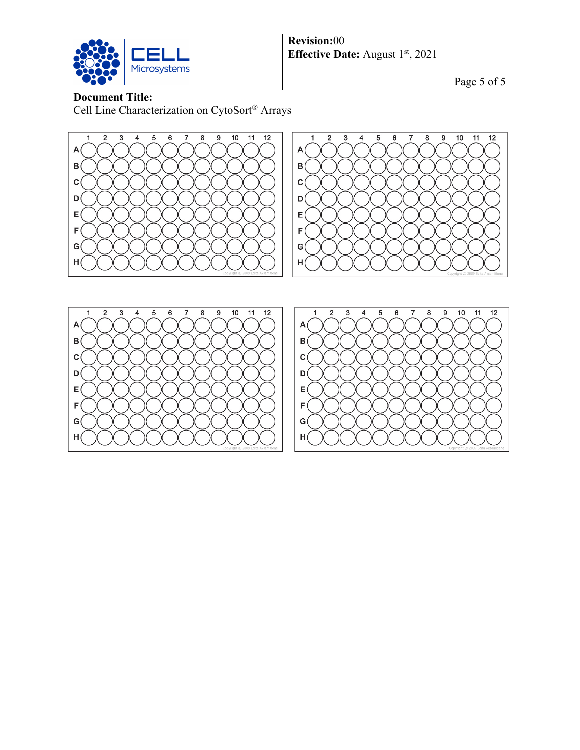| | 1 | 2 | 3 | 4 | 5 | 6 | 7 | 8 | 9 | 10 | 11 | 12 |
|---|---|---|---|---|---|---|---|---|---|---|---|---|
| A | | | | | | | | | | | | |
| B | | | | | | | | | | | | |
| C | | | | | | | | | | | | |
| D | | | | | | | | | | | | |
| E | | | | | | | | | | | | |
| F | | | | | | | | | | | | |
| G | | | | | | | | | | | | |
| H | | | | | | | | | | | | |

Copyright © 2009 Edita Aksamitiene

| | 1 | 2 | 3 | 4 | 5 | 6 | 7 | 8 | 9 | 10 | 11 | 12 |
|---|---|---|---|---|---|---|---|---|---|---|---|---|
| A | | | | | | | | | | | | |
| B | | | | | | | | | | | | |
| C | | | | | | | | | | | | |
| D | | | | | | | | | | | | |
| E | | | | | | | | | | | | |
| F | | | | | | | | | | | | |
| G | | | | | | | | | | | | |
| H | | | | | | | | | | | | |

Copyright © 2009 Edita Aksamitiene

| | 1 | 2 | 3 | 4 | 5 | 6 | 7 | 8 | 9 | 10 | 11 | 12 |
|---|---|---|---|---|---|---|---|---|---|---|---|---|
| A | | | | | | | | | | | | |
| B | | | | | | | | | | | | |
| C | | | | | | | | | | | | |
| D | | | | | | | | | | | | |
| E | | | | | | | | | | | | |
| F | | | | | | | | | | | | |
| G | | | | | | | | | | | | |
| H | | | | | | | | | | | | |

Copyright © 2009 Edita Aksamitiene

| | 1 | 2 | 3 | 4 | 5 | 6 | 7 | 8 | 9 | 10 | 11 | 12 |
|---|---|---|---|---|---|---|---|---|---|---|---|---|
| A | | | | | | | | | | | | |
| B | | | | | | | | | | | | |
| C | | | | | | | | | | | | |
| D | | | | | | | | | | | | |
| E | | | | | | | | | | | | |
| F | | | | | | | | | | | | |
| G | | | | | | | | | | | | |
| H | | | | | | | | | | | | |

Copyright © 2009 Edita Aksamitiene